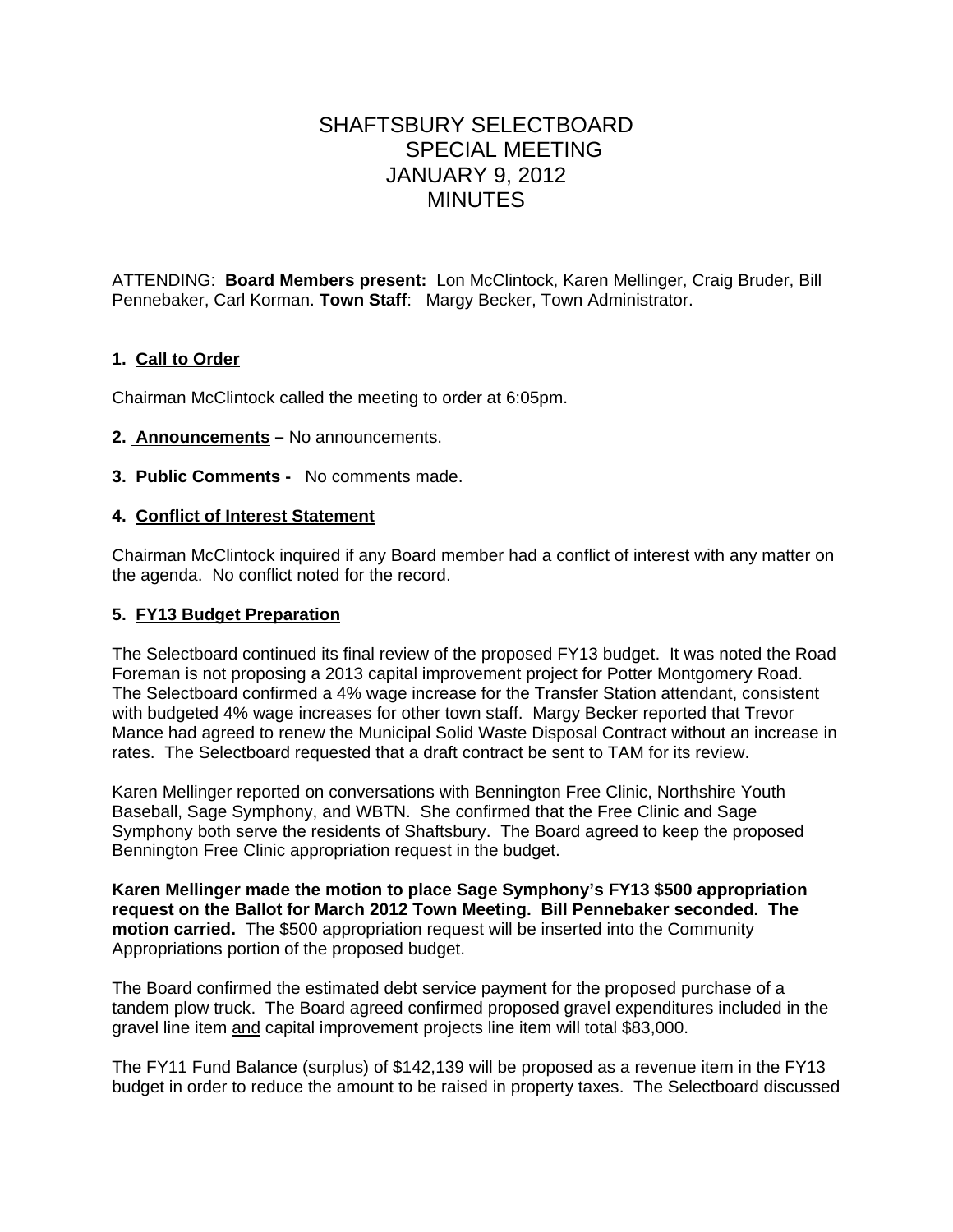# SHAFTSBURY SELECTBOARD
# SPECIAL MEETING
# JANUARY 9, 2012
# MINUTES

ATTENDING: **Board Members present:** Lon McClintock, Karen Mellinger, Craig Bruder, Bill Pennebaker, Carl Korman. **Town Staff**: Margy Becker, Town Administrator.

**1. Call to Order**

Chairman McClintock called the meeting to order at 6:05pm.

**2. Announcements –** No announcements.

**3. Public Comments -** No comments made.

**4. Conflict of Interest Statement**

Chairman McClintock inquired if any Board member had a conflict of interest with any matter on the agenda. No conflict noted for the record.

**5. FY13 Budget Preparation**

The Selectboard continued its final review of the proposed FY13 budget. It was noted the Road Foreman is not proposing a 2013 capital improvement project for Potter Montgomery Road. The Selectboard confirmed a 4% wage increase for the Transfer Station attendant, consistent with budgeted 4% wage increases for other town staff. Margy Becker reported that Trevor Mance had agreed to renew the Municipal Solid Waste Disposal Contract without an increase in rates. The Selectboard requested that a draft contract be sent to TAM for its review.

Karen Mellinger reported on conversations with Bennington Free Clinic, Northshire Youth Baseball, Sage Symphony, and WBTN. She confirmed that the Free Clinic and Sage Symphony both serve the residents of Shaftsbury. The Board agreed to keep the proposed Bennington Free Clinic appropriation request in the budget.

**Karen Mellinger made the motion to place Sage Symphony's FY13 $500 appropriation request on the Ballot for March 2012 Town Meeting. Bill Pennebaker seconded. The motion carried.** The $500 appropriation request will be inserted into the Community Appropriations portion of the proposed budget.

The Board confirmed the estimated debt service payment for the proposed purchase of a tandem plow truck. The Board agreed confirmed proposed gravel expenditures included in the gravel line item and capital improvement projects line item will total $83,000.

The FY11 Fund Balance (surplus) of $142,139 will be proposed as a revenue item in the FY13 budget in order to reduce the amount to be raised in property taxes. The Selectboard discussed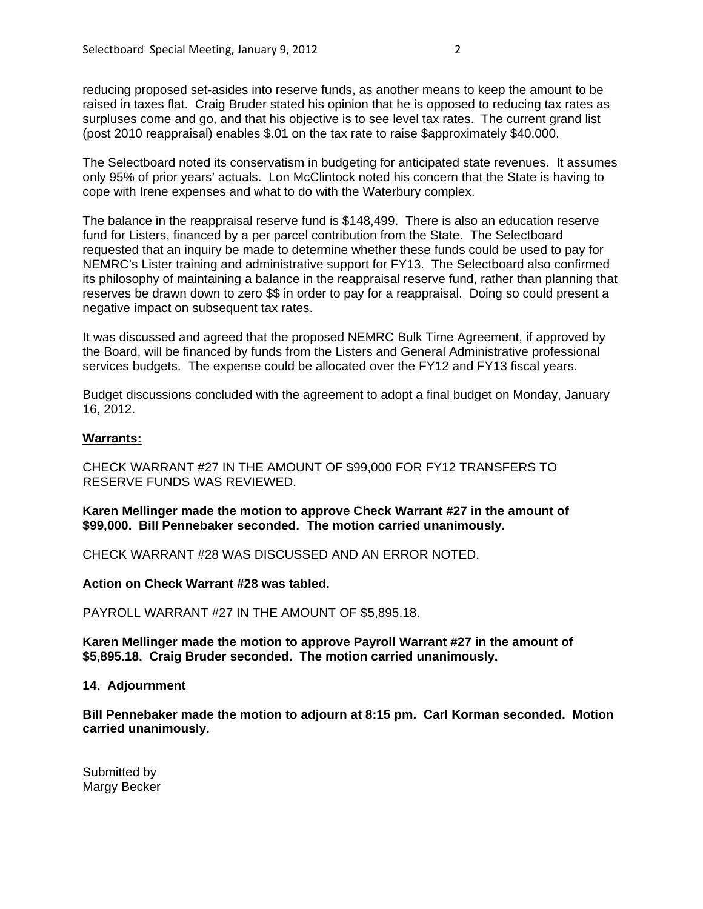reducing proposed set-asides into reserve funds, as another means to keep the amount to be raised in taxes flat. Craig Bruder stated his opinion that he is opposed to reducing tax rates as surpluses come and go, and that his objective is to see level tax rates. The current grand list (post 2010 reappraisal) enables $.01 on the tax rate to raise $approximately $40,000.

The Selectboard noted its conservatism in budgeting for anticipated state revenues. It assumes only 95% of prior years' actuals. Lon McClintock noted his concern that the State is having to cope with Irene expenses and what to do with the Waterbury complex.

The balance in the reappraisal reserve fund is $148,499. There is also an education reserve fund for Listers, financed by a per parcel contribution from the State. The Selectboard requested that an inquiry be made to determine whether these funds could be used to pay for NEMRC's Lister training and administrative support for FY13. The Selectboard also confirmed its philosophy of maintaining a balance in the reappraisal reserve fund, rather than planning that reserves be drawn down to zero $$ in order to pay for a reappraisal. Doing so could present a negative impact on subsequent tax rates.

It was discussed and agreed that the proposed NEMRC Bulk Time Agreement, if approved by the Board, will be financed by funds from the Listers and General Administrative professional services budgets. The expense could be allocated over the FY12 and FY13 fiscal years.

Budget discussions concluded with the agreement to adopt a final budget on Monday, January 16, 2012.

**Warrants:**

CHECK WARRANT #27 IN THE AMOUNT OF $99,000 FOR FY12 TRANSFERS TO RESERVE FUNDS WAS REVIEWED.

**Karen Mellinger made the motion to approve Check Warrant #27 in the amount of $99,000. Bill Pennebaker seconded. The motion carried unanimously.**

CHECK WARRANT #28 WAS DISCUSSED AND AN ERROR NOTED.

**Action on Check Warrant #28 was tabled.**

PAYROLL WARRANT #27 IN THE AMOUNT OF $5,895.18.

**Karen Mellinger made the motion to approve Payroll Warrant #27 in the amount of $5,895.18. Craig Bruder seconded. The motion carried unanimously.**

**14. Adjournment**

**Bill Pennebaker made the motion to adjourn at 8:15 pm. Carl Korman seconded. Motion carried unanimously.**

Submitted by
Margy Becker